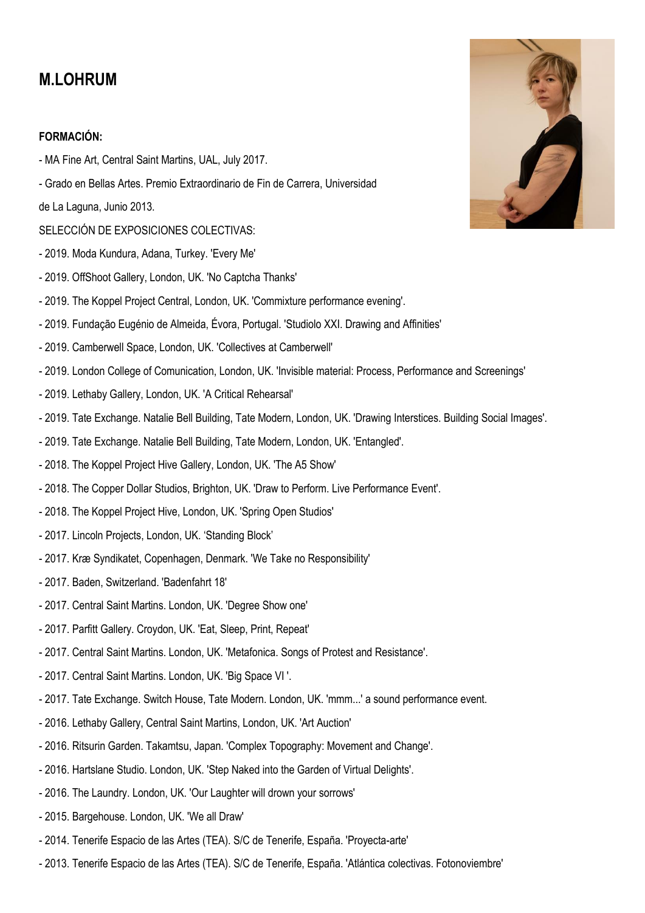# M.LOHRUM

**FORMACIÓN:**

- MA Fine Art, Central Saint Martins, UAL, July 2017.
- Grado en Bellas Artes. Premio Extraordinario de Fin de Carrera, Universidad de La Laguna, Junio 2013.

SELECCIÓN DE EXPOSICIONES COLECTIVAS:

- 2019. Moda Kundura, Adana, Turkey. 'Every Me'
- 2019. OffShoot Gallery, London, UK. 'No Captcha Thanks'
- 2019. The Koppel Project Central, London, UK. 'Commixture performance evening'.
- 2019. Fundação Eugénio de Almeida, Évora, Portugal. 'Studiolo XXI. Drawing and Affinities'
- 2019. Camberwell Space, London, UK. 'Collectives at Camberwell'
- 2019. London College of Comunication, London, UK. 'Invisible material: Process, Performance and Screenings'
- 2019. Lethaby Gallery, London, UK. 'A Critical Rehearsal'
- 2019. Tate Exchange. Natalie Bell Building, Tate Modern, London, UK. 'Drawing Interstices. Building Social Images'.
- 2019. Tate Exchange. Natalie Bell Building, Tate Modern, London, UK. 'Entangled'.
- 2018. The Koppel Project Hive Gallery, London, UK. 'The A5 Show'
- 2018. The Copper Dollar Studios, Brighton, UK. 'Draw to Perform. Live Performance Event'.
- 2018. The Koppel Project Hive, London, UK. 'Spring Open Studios'
- 2017. Lincoln Projects, London, UK. 'Standing Block'
- 2017. Kræ Syndikatet, Copenhagen, Denmark. 'We Take no Responsibility'
- 2017. Baden, Switzerland. 'Badenfahrt 18'
- 2017. Central Saint Martins. London, UK. 'Degree Show one'
- 2017. Parfitt Gallery. Croydon, UK. 'Eat, Sleep, Print, Repeat'
- 2017. Central Saint Martins. London, UK. 'Metafonica. Songs of Protest and Resistance'.
- 2017. Central Saint Martins. London, UK. 'Big Space VI '.
- 2017. Tate Exchange. Switch House, Tate Modern. London, UK. 'mmm...' a sound performance event.
- 2016. Lethaby Gallery, Central Saint Martins, London, UK. 'Art Auction'
- 2016. Ritsurin Garden. Takamtsu, Japan. 'Complex Topography: Movement and Change'.
- 2016. Hartslane Studio. London, UK. 'Step Naked into the Garden of Virtual Delights'.
- 2016. The Laundry. London, UK. 'Our Laughter will drown your sorrows'
- 2015. Bargehouse. London, UK. 'We all Draw'
- 2014. Tenerife Espacio de las Artes (TEA). S/C de Tenerife, España. 'Proyecta-arte'
- 2013. Tenerife Espacio de las Artes (TEA). S/C de Tenerife, España. 'Atlántica colectivas. Fotonoviembre'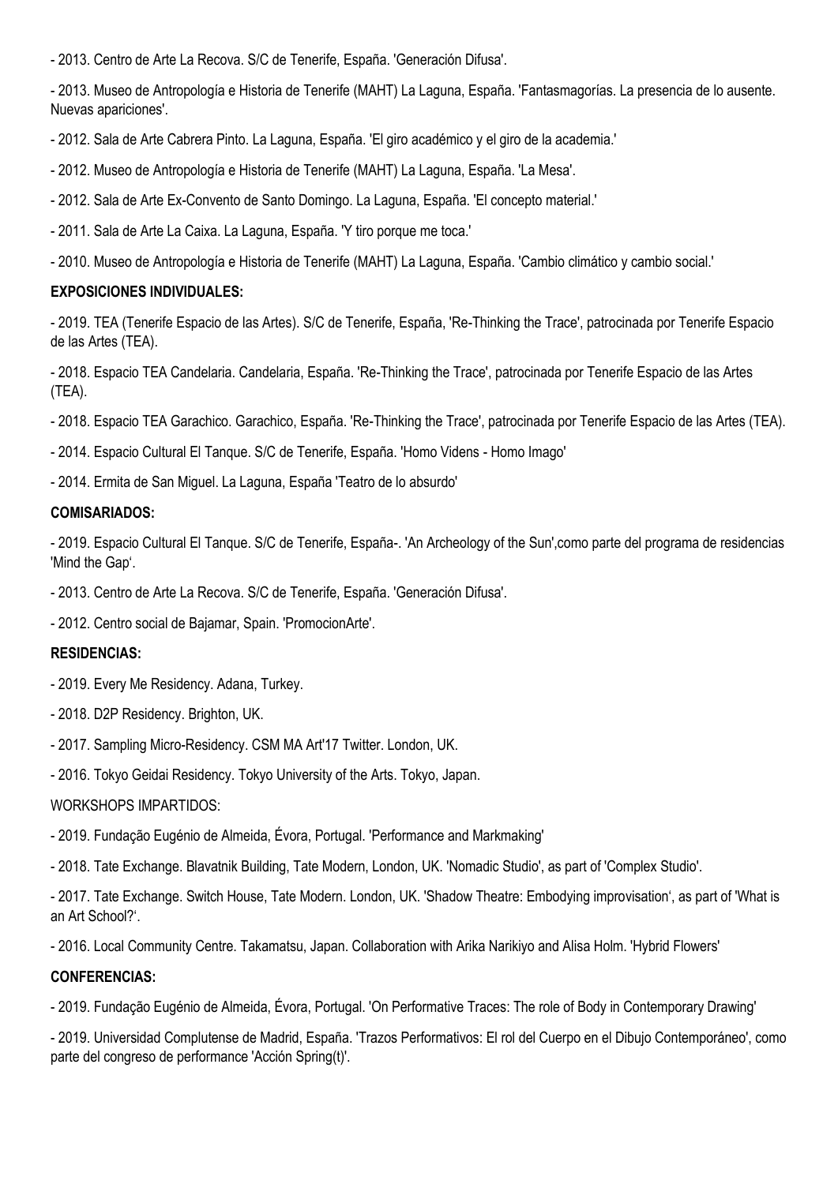- 2013. Centro de Arte La Recova. S/C de Tenerife, España. 'Generación Difusa'.

- 2013. Museo de Antropología e Historia de Tenerife (MAHT) La Laguna, España. 'Fantasmagorías. La presencia de lo ausente. Nuevas apariciones'.

- 2012. Sala de Arte Cabrera Pinto. La Laguna, España. 'El giro académico y el giro de la academia.'

- 2012. Museo de Antropología e Historia de Tenerife (MAHT) La Laguna, España. 'La Mesa'.

- 2012. Sala de Arte Ex-Convento de Santo Domingo. La Laguna, España. 'El concepto material.'

- 2011. Sala de Arte La Caixa. La Laguna, España. 'Y tiro porque me toca.'

- 2010. Museo de Antropología e Historia de Tenerife (MAHT) La Laguna, España. 'Cambio climático y cambio social.'

**EXPOSICIONES INDIVIDUALES:**

- 2019. TEA (Tenerife Espacio de las Artes). S/C de Tenerife, España, 'Re-Thinking the Trace', patrocinada por Tenerife Espacio de las Artes (TEA).

- 2018. Espacio TEA Candelaria. Candelaria, España. 'Re-Thinking the Trace', patrocinada por Tenerife Espacio de las Artes (TEA).

- 2018. Espacio TEA Garachico. Garachico, España. 'Re-Thinking the Trace', patrocinada por Tenerife Espacio de las Artes (TEA).

- 2014. Espacio Cultural El Tanque. S/C de Tenerife, España. 'Homo Videns - Homo Imago'

- 2014. Ermita de San Miguel. La Laguna, España 'Teatro de lo absurdo'

**COMISARIADOS:**

- 2019. Espacio Cultural El Tanque. S/C de Tenerife, España-. 'An Archeology of the Sun',como parte del programa de residencias 'Mind the Gap'.

- 2013. Centro de Arte La Recova. S/C de Tenerife, España. 'Generación Difusa'.

- 2012. Centro social de Bajamar, Spain. 'PromocionArte'.

**RESIDENCIAS:**

- 2019. Every Me Residency. Adana, Turkey.

- 2018. D2P Residency. Brighton, UK.

- 2017. Sampling Micro-Residency. CSM MA Art'17 Twitter. London, UK.

- 2016. Tokyo Geidai Residency. Tokyo University of the Arts. Tokyo, Japan.

WORKSHOPS IMPARTIDOS:

- 2019. Fundação Eugénio de Almeida, Évora, Portugal. 'Performance and Markmaking'

- 2018. Tate Exchange. Blavatnik Building, Tate Modern, London, UK. 'Nomadic Studio', as part of 'Complex Studio'.

- 2017. Tate Exchange. Switch House, Tate Modern. London, UK. 'Shadow Theatre: Embodying improvisation', as part of 'What is an Art School?'.

- 2016. Local Community Centre. Takamatsu, Japan. Collaboration with Arika Narikiyo and Alisa Holm. 'Hybrid Flowers'

**CONFERENCIAS:**

- 2019. Fundação Eugénio de Almeida, Évora, Portugal. 'On Performative Traces: The role of Body in Contemporary Drawing'

- 2019. Universidad Complutense de Madrid, España. 'Trazos Performativos: El rol del Cuerpo en el Dibujo Contemporáneo', como parte del congreso de performance 'Acción Spring(t)'.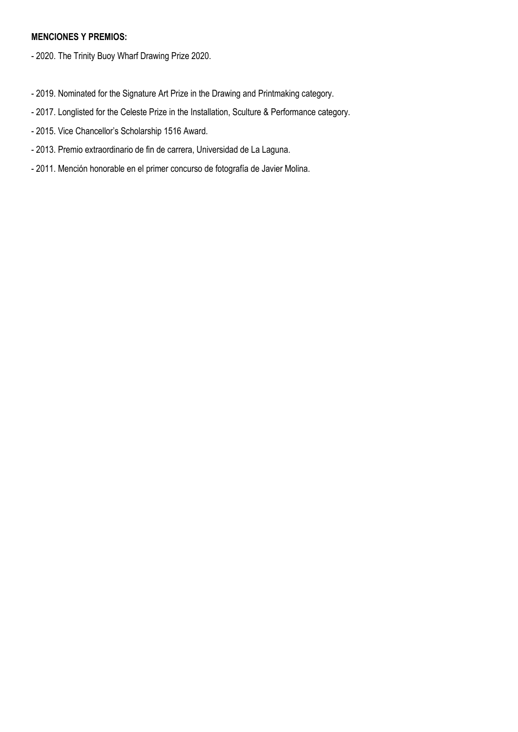**MENCIONES Y PREMIOS:**

- 2020. The Trinity Buoy Wharf Drawing Prize 2020.

- 2019. Nominated for the Signature Art Prize in the Drawing and Printmaking category.
- 2017. Longlisted for the Celeste Prize in the Installation, Sculture & Performance category.
- 2015. Vice Chancellor's Scholarship 1516 Award.
- 2013. Premio extraordinario de fin de carrera, Universidad de La Laguna.
- 2011. Mención honorable en el primer concurso de fotografía de Javier Molina.